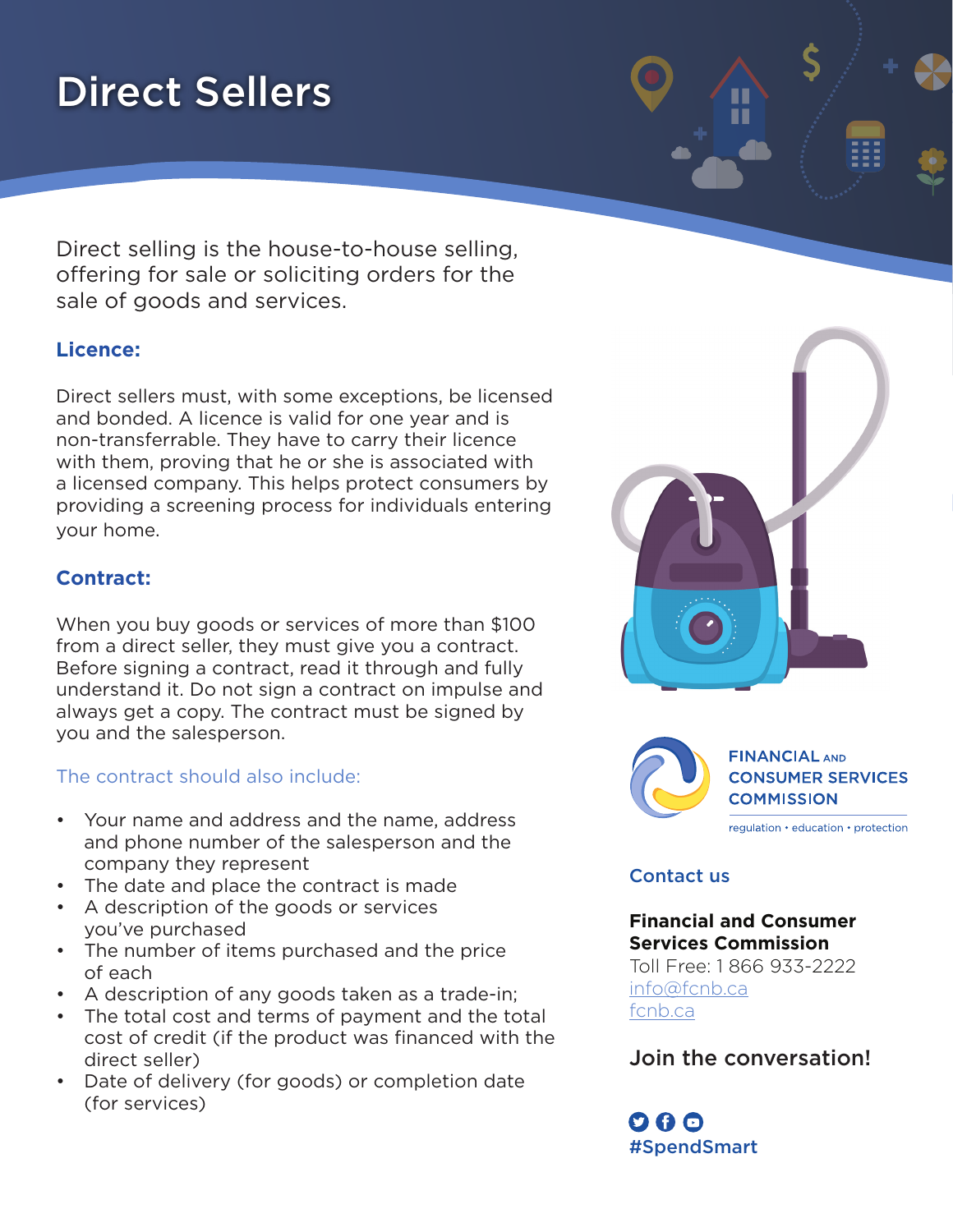# Direct Sellers

Direct selling is the house-to-house selling, offering for sale or soliciting orders for the sale of goods and services.

## Licence:

Direct sellers must, with some exceptions, be licensed and bonded. A licence is valid for one year and is non-transferrable. They have to carry their licence with them, proving that he or she is associated with a licensed company. This helps protect consumers by providing a screening process for individuals entering your home.

## Contract:

When you buy goods or services of more than $100 from a direct seller, they must give you a contract. Before signing a contract, read it through and fully understand it. Do not sign a contract on impulse and always get a copy. The contract must be signed by you and the salesperson.

### The contract should also include:

- Your name and address and the name, address and phone number of the salesperson and the company they represent
- The date and place the contract is made
- A description of the goods or services you've purchased
- The number of items purchased and the price of each
- A description of any goods taken as a trade-in;
- The total cost and terms of payment and the total cost of credit (if the product was financed with the direct seller)
- Date of delivery (for goods) or completion date (for services)

FINANCIAL AND CONSUMER SERVICES COMMISSION

regulation • education • protection

## Contact us

**Financial and Consumer Services Commission**
Toll Free: 1 866 933-2222
info@fcnb.ca
fcnb.ca

## Join the conversation!

#SpendSmart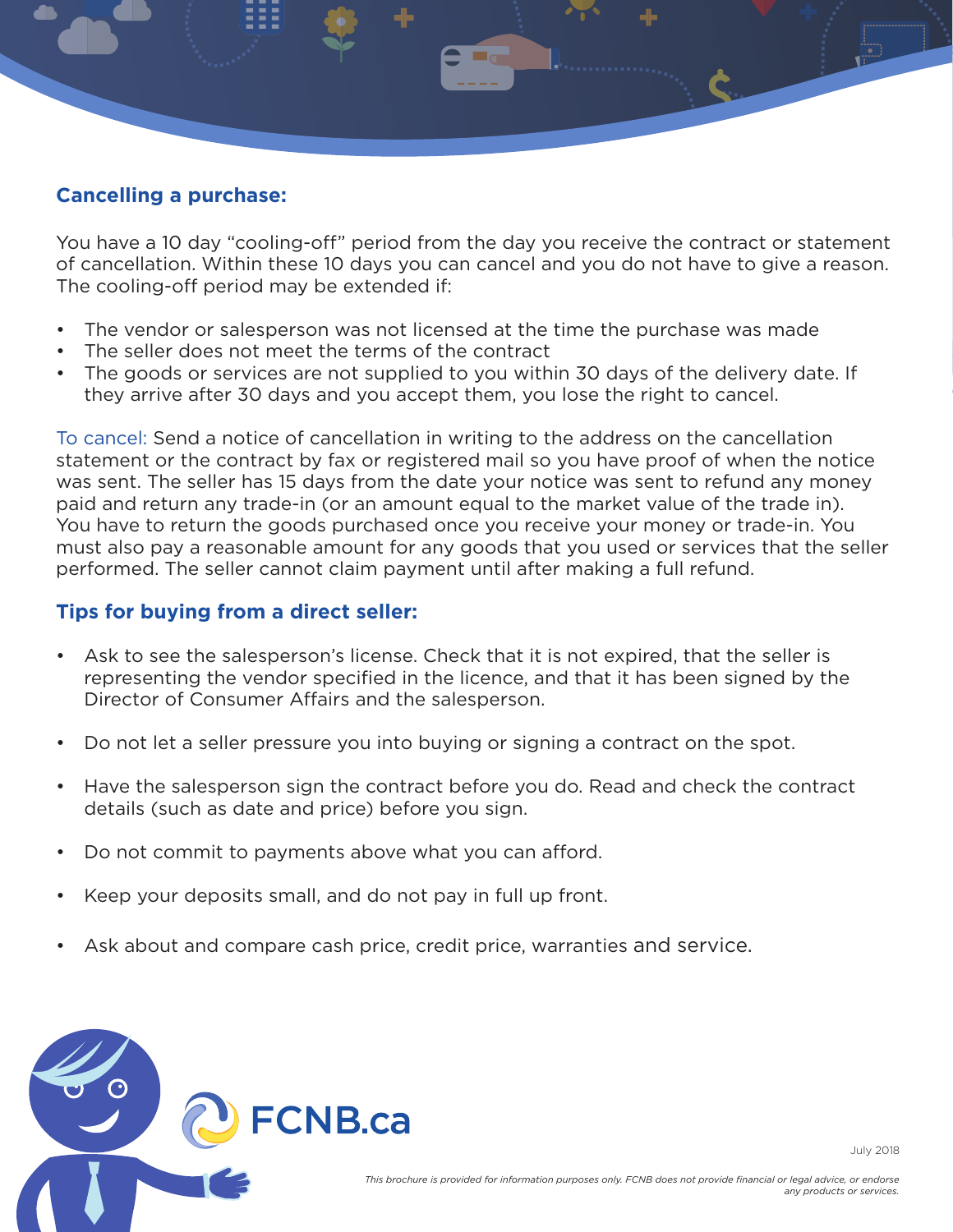## Cancelling a purchase:

You have a 10 day "cooling-off" period from the day you receive the contract or statement of cancellation. Within these 10 days you can cancel and you do not have to give a reason. The cooling-off period may be extended if:

- The vendor or salesperson was not licensed at the time the purchase was made
- The seller does not meet the terms of the contract
- The goods or services are not supplied to you within 30 days of the delivery date. If they arrive after 30 days and you accept them, you lose the right to cancel.

To cancel: Send a notice of cancellation in writing to the address on the cancellation statement or the contract by fax or registered mail so you have proof of when the notice was sent. The seller has 15 days from the date your notice was sent to refund any money paid and return any trade-in (or an amount equal to the market value of the trade in). You have to return the goods purchased once you receive your money or trade-in. You must also pay a reasonable amount for any goods that you used or services that the seller performed. The seller cannot claim payment until after making a full refund.

## Tips for buying from a direct seller:

- Ask to see the salesperson's license. Check that it is not expired, that the seller is representing the vendor specified in the licence, and that it has been signed by the Director of Consumer Affairs and the salesperson.
- Do not let a seller pressure you into buying or signing a contract on the spot.
- Have the salesperson sign the contract before you do. Read and check the contract details (such as date and price) before you sign.
- Do not commit to payments above what you can afford.
- Keep your deposits small, and do not pay in full up front.
- Ask about and compare cash price, credit price, warranties and service.

FCNB.ca

July 2018

*This brochure is provided for information purposes only. FCNB does not provide financial or legal advice, or endorse any products or services.*